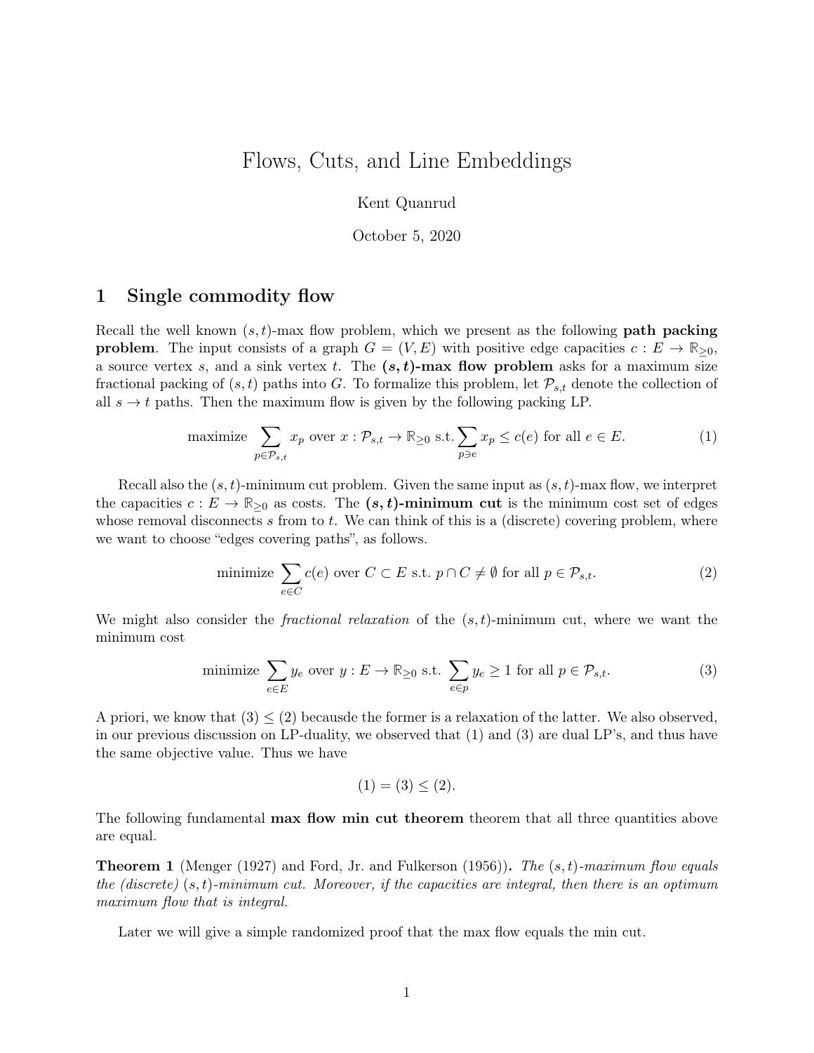# Flows, Cuts, and Line Embeddings

Kent Quanrud

October 5, 2020

## 1 Single commodity flow

Recall the well known $(s,t)$-max flow problem, which we present as the following **path packing problem**. The input consists of a graph $G = (V, E)$ with positive edge capacities $c : E \to \mathbb{R}_{\geq 0}$, a source vertex $s$, and a sink vertex $t$. The **$(s,t)$-max flow problem** asks for a maximum size fractional packing of $(s,t)$ paths into $G$. To formalize this problem, let $\mathcal{P}_{s,t}$ denote the collection of all $s \to t$ paths. Then the maximum flow is given by the following packing LP.

$$\text{maximize} \sum_{p \in \mathcal{P}_{s,t}} x_p \text{ over } x : \mathcal{P}_{s,t} \to \mathbb{R}_{\geq 0} \text{ s.t.} \sum_{p \ni e} x_p \leq c(e) \text{ for all } e \in E. \tag{1}$$

Recall also the $(s,t)$-minimum cut problem. Given the same input as $(s,t)$-max flow, we interpret the capacities $c : E \to \mathbb{R}_{\geq 0}$ as costs. The **$(s,t)$-minimum cut** is the minimum cost set of edges whose removal disconnects $s$ from to $t$. We can think of this is a (discrete) covering problem, where we want to choose "edges covering paths", as follows.

$$\text{minimize} \sum_{e \in C} c(e) \text{ over } C \subset E \text{ s.t. } p \cap C \neq \emptyset \text{ for all } p \in \mathcal{P}_{s,t}. \tag{2}$$

We might also consider the *fractional relaxation* of the $(s,t)$-minimum cut, where we want the minimum cost

$$\text{minimize} \sum_{e \in E} y_e \text{ over } y : E \to \mathbb{R}_{\geq 0} \text{ s.t. } \sum_{e \in p} y_e \geq 1 \text{ for all } p \in \mathcal{P}_{s,t}. \tag{3}$$

A priori, we know that (3) $\leq$ (2) becausde the former is a relaxation of the latter. We also observed, in our previous discussion on LP-duality, we observed that (1) and (3) are dual LP's, and thus have the same objective value. Thus we have

$$(1) = (3) \leq (2).$$

The following fundamental **max flow min cut theorem** theorem that all three quantities above are equal.

**Theorem 1** (Menger (1927) and Ford, Jr. and Fulkerson (1956))**.** *The $(s,t)$-maximum flow equals the (discrete) $(s,t)$-minimum cut. Moreover, if the capacities are integral, then there is an optimum maximum flow that is integral.*

Later we will give a simple randomized proof that the max flow equals the min cut.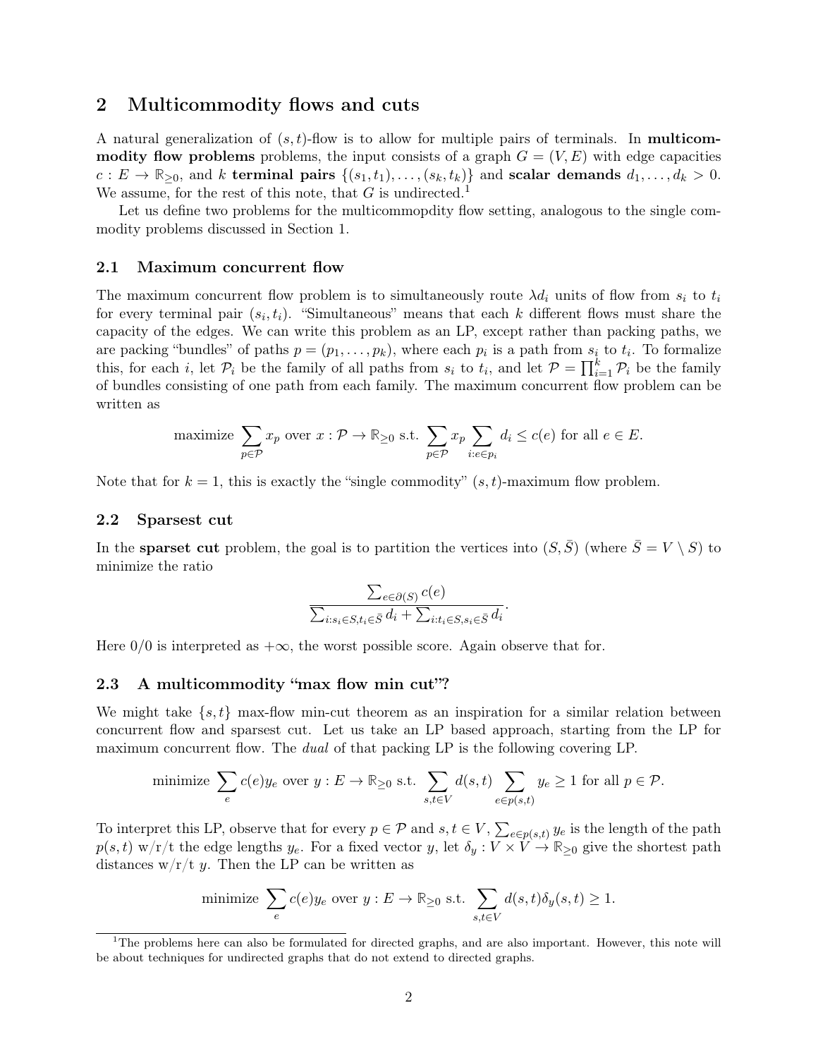## 2 Multicommodity flows and cuts

A natural generalization of $(s,t)$-flow is to allow for multiple pairs of terminals. In **multicommodity flow problems** problems, the input consists of a graph $G = (V, E)$ with edge capacities $c : E \to \mathbb{R}_{\geq 0}$, and $k$ **terminal pairs** $\{(s_1, t_1), \ldots, (s_k, t_k)\}$ and **scalar demands** $d_1, \ldots, d_k > 0$. We assume, for the rest of this note, that $G$ is undirected.[1]

Let us define two problems for the multicommopdity flow setting, analogous to the single commodity problems discussed in Section 1.

### 2.1 Maximum concurrent flow

The maximum concurrent flow problem is to simultaneously route $\lambda d_i$ units of flow from $s_i$ to $t_i$ for every terminal pair $(s_i, t_i)$. "Simultaneous" means that each $k$ different flows must share the capacity of the edges. We can write this problem as an LP, except rather than packing paths, we are packing "bundles" of paths $p = (p_1, \ldots, p_k)$, where each $p_i$ is a path from $s_i$ to $t_i$. To formalize this, for each $i$, let $\mathcal{P}_i$ be the family of all paths from $s_i$ to $t_i$, and let $\mathcal{P} = \prod_{i=1}^{k} \mathcal{P}_i$ be the family of bundles consisting of one path from each family. The maximum concurrent flow problem can be written as

$$\text{maximize} \sum_{p \in \mathcal{P}} x_p \text{ over } x : \mathcal{P} \to \mathbb{R}_{\geq 0} \text{ s.t. } \sum_{p \in \mathcal{P}} x_p \sum_{i : e \in p_i} d_i \leq c(e) \text{ for all } e \in E.$$

Note that for $k = 1$, this is exactly the "single commodity" $(s,t)$-maximum flow problem.

### 2.2 Sparsest cut

In the **sparset cut** problem, the goal is to partition the vertices into $(S, \bar{S})$ (where $\bar{S} = V \setminus S$) to minimize the ratio

$$\frac{\sum_{e \in \partial(S)} c(e)}{\sum_{i : s_i \in S, t_i \in \bar{S}} d_i + \sum_{i : t_i \in S, s_i \in \bar{S}} d_i}.$$

Here $0/0$ is interpreted as $+\infty$, the worst possible score. Again observe that for.

### 2.3 A multicommodity "max flow min cut"?

We might take $\{s,t\}$ max-flow min-cut theorem as an inspiration for a similar relation between concurrent flow and sparsest cut. Let us take an LP based approach, starting from the LP for maximum concurrent flow. The *dual* of that packing LP is the following covering LP.

$$\text{minimize} \sum_{e} c(e) y_e \text{ over } y : E \to \mathbb{R}_{\geq 0} \text{ s.t. } \sum_{s,t \in V} d(s,t) \sum_{e \in p(s,t)} y_e \geq 1 \text{ for all } p \in \mathcal{P}.$$

To interpret this LP, observe that for every $p \in \mathcal{P}$ and $s, t \in V$, $\sum_{e \in p(s,t)} y_e$ is the length of the path $p(s,t)$ w/r/t the edge lengths $y_e$. For a fixed vector $y$, let $\delta_y : V \times V \to \mathbb{R}_{\geq 0}$ give the shortest path distances w/r/t $y$. Then the LP can be written as

$$\text{minimize} \sum_{e} c(e) y_e \text{ over } y : E \to \mathbb{R}_{\geq 0} \text{ s.t. } \sum_{s,t \in V} d(s,t) \delta_y(s,t) \geq 1.$$

[1] The problems here can also be formulated for directed graphs, and are also important. However, this note will be about techniques for undirected graphs that do not extend to directed graphs.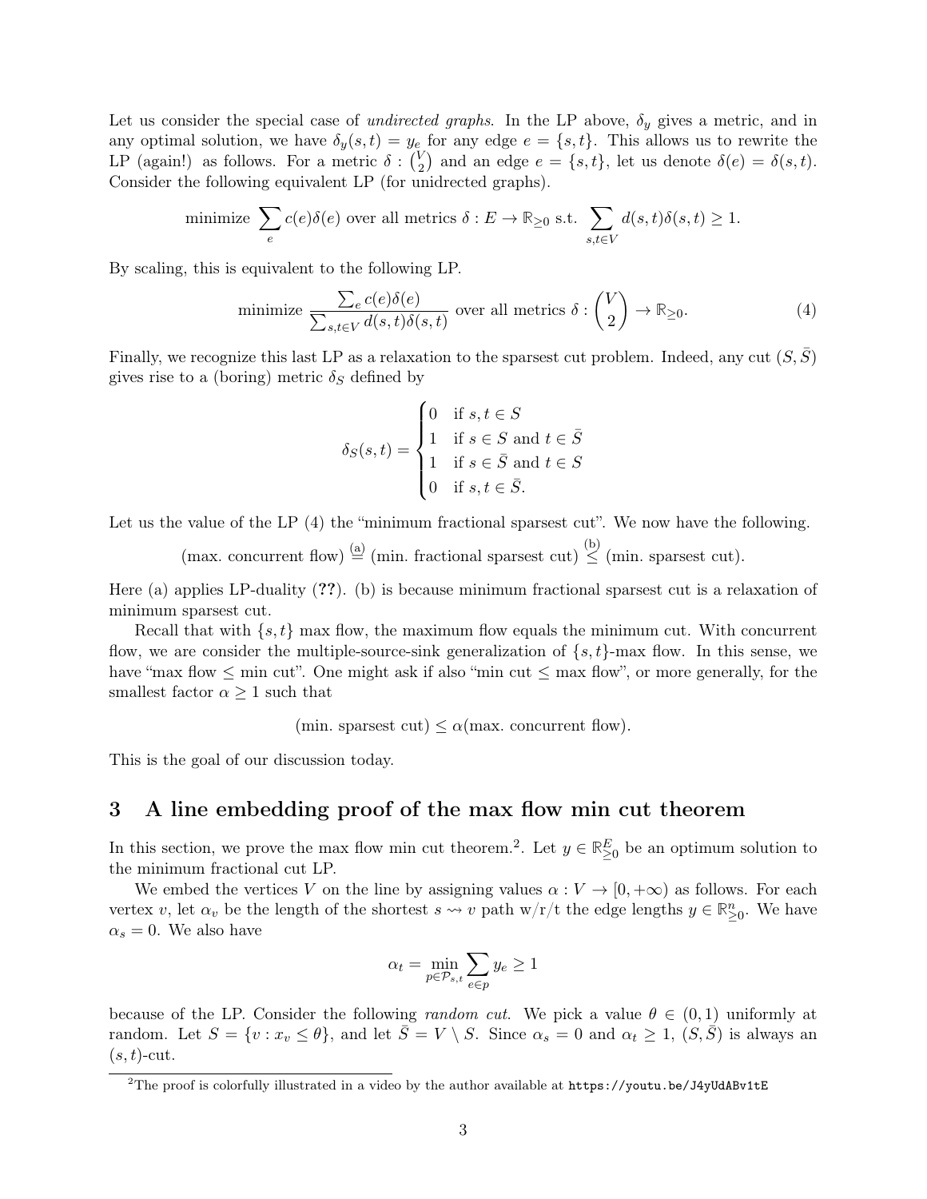Let us consider the special case of *undirected graphs*. In the LP above, $\delta_y$ gives a metric, and in any optimal solution, we have $\delta_y(s,t) = y_e$ for any edge $e = \{s,t\}$. This allows us to rewrite the LP (again!) as follows. For a metric $\delta : \binom{V}{2}$ and an edge $e = \{s,t\}$, let us denote $\delta(e) = \delta(s,t)$. Consider the following equivalent LP (for unidrected graphs).

$$\text{minimize } \sum_e c(e)\delta(e) \text{ over all metrics } \delta : E \to \mathbb{R}_{\geq 0} \text{ s.t. } \sum_{s,t \in V} d(s,t)\delta(s,t) \geq 1.$$

By scaling, this is equivalent to the following LP.

$$\text{minimize } \frac{\sum_e c(e)\delta(e)}{\sum_{s,t\in V} d(s,t)\delta(s,t)} \text{ over all metrics } \delta : \binom{V}{2} \to \mathbb{R}_{\geq 0}. \tag{4}$$

Finally, we recognize this last LP as a relaxation to the sparsest cut problem. Indeed, any cut $(S, \bar{S})$ gives rise to a (boring) metric $\delta_S$ defined by

$$\delta_S(s,t) = \begin{cases} 0 & \text{if } s,t \in S \\ 1 & \text{if } s \in S \text{ and } t \in \bar{S} \\ 1 & \text{if } s \in \bar{S} \text{ and } t \in S \\ 0 & \text{if } s,t \in \bar{S}. \end{cases}$$

Let us the value of the LP (4) the "minimum fractional sparsest cut". We now have the following.

$$\text{(max. concurrent flow)} \overset{\text{(a)}}{=} \text{(min. fractional sparsest cut)} \overset{\text{(b)}}{\leq} \text{(min. sparsest cut)}.$$

Here (a) applies LP-duality (**??**). (b) is because minimum fractional sparsest cut is a relaxation of minimum sparsest cut.

Recall that with $\{s,t\}$ max flow, the maximum flow equals the minimum cut. With concurrent flow, we are consider the multiple-source-sink generalization of $\{s,t\}$-max flow. In this sense, we have "max flow $\leq$ min cut". One might ask if also "min cut $\leq$ max flow", or more generally, for the smallest factor $\alpha \geq 1$ such that

$$\text{(min. sparsest cut)} \leq \alpha \text{(max. concurrent flow)}.$$

This is the goal of our discussion today.

## 3 A line embedding proof of the max flow min cut theorem

In this section, we prove the max flow min cut theorem.[2]. Let $y \in \mathbb{R}^E_{\geq 0}$ be an optimum solution to the minimum fractional cut LP.

We embed the vertices $V$ on the line by assigning values $\alpha : V \to [0, +\infty)$ as follows. For each vertex $v$, let $\alpha_v$ be the length of the shortest $s \rightsquigarrow v$ path w/r/t the edge lengths $y \in \mathbb{R}^n_{\geq 0}$. We have $\alpha_s = 0$. We also have

$$\alpha_t = \min_{p \in \mathcal{P}_{s,t}} \sum_{e \in p} y_e \geq 1$$

because of the LP. Consider the following *random cut*. We pick a value $\theta \in (0,1)$ uniformly at random. Let $S = \{v : x_v \leq \theta\}$, and let $\bar{S} = V \setminus S$. Since $\alpha_s = 0$ and $\alpha_t \geq 1$, $(S, \bar{S})$ is always an $(s,t)$-cut.

[2]The proof is colorfully illustrated in a video by the author available at `https://youtu.be/J4yUdABv1tE`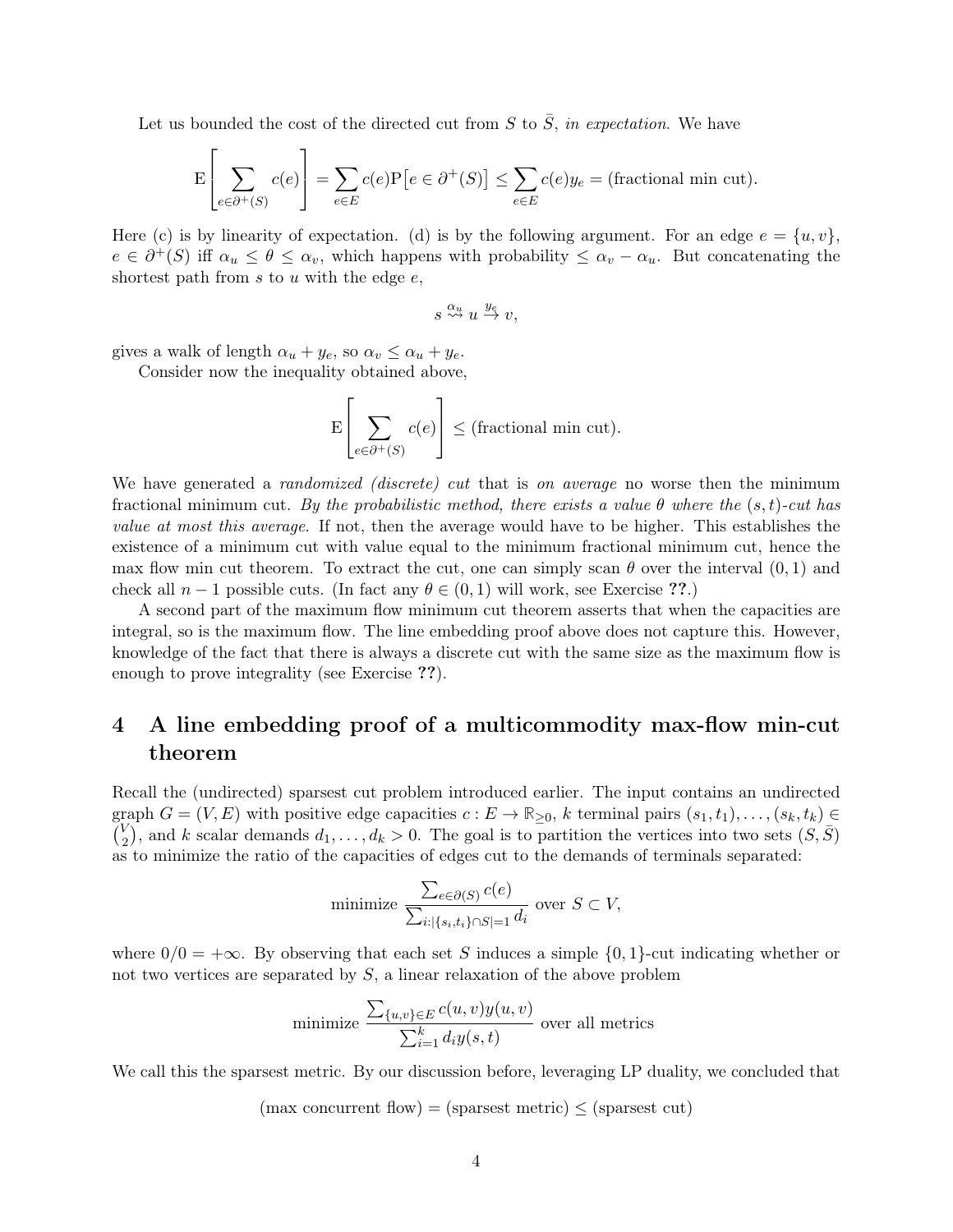Let us bounded the cost of the directed cut from $S$ to $\bar{S}$, *in expectation*. We have

$$\mathrm{E}\left[\sum_{e \in \partial^+(S)} c(e)\right] = \sum_{e \in E} c(e) \mathrm{P}\big[e \in \partial^+(S)\big] \leq \sum_{e \in E} c(e) y_e = (\text{fractional min cut}).$$

Here (c) is by linearity of expectation. (d) is by the following argument. For an edge $e = \{u, v\}$, $e \in \partial^+(S)$ iff $\alpha_u \leq \theta \leq \alpha_v$, which happens with probability $\leq \alpha_v - \alpha_u$. But concatenating the shortest path from $s$ to $u$ with the edge $e$,

$$s \overset{\alpha_u}{\rightsquigarrow} u \overset{y_e}{\to} v,$$

gives a walk of length $\alpha_u + y_e$, so $\alpha_v \leq \alpha_u + y_e$.

Consider now the inequality obtained above,

$$\mathrm{E}\left[\sum_{e \in \partial^+(S)} c(e)\right] \leq (\text{fractional min cut}).$$

We have generated a *randomized (discrete) cut* that is *on average* no worse then the minimum fractional minimum cut. *By the probabilistic method, there exists a value $\theta$ where the $(s,t)$-cut has value at most this average.* If not, then the average would have to be higher. This establishes the existence of a minimum cut with value equal to the minimum fractional minimum cut, hence the max flow min cut theorem. To extract the cut, one can simply scan $\theta$ over the interval $(0, 1)$ and check all $n - 1$ possible cuts. (In fact any $\theta \in (0, 1)$ will work, see Exercise **??**.)

A second part of the maximum flow minimum cut theorem asserts that when the capacities are integral, so is the maximum flow. The line embedding proof above does not capture this. However, knowledge of the fact that there is always a discrete cut with the same size as the maximum flow is enough to prove integrality (see Exercise **??**).

# 4 A line embedding proof of a multicommodity max-flow min-cut theorem

Recall the (undirected) sparsest cut problem introduced earlier. The input contains an undirected graph $G = (V, E)$ with positive edge capacities $c : E \to \mathbb{R}_{\geq 0}$, $k$ terminal pairs $(s_1, t_1), \ldots, (s_k, t_k) \in \binom{V}{2}$, and $k$ scalar demands $d_1, \ldots, d_k > 0$. The goal is to partition the vertices into two sets $(S, \bar{S})$ as to minimize the ratio of the capacities of edges cut to the demands of terminals separated:

$$\text{minimize } \frac{\sum_{e \in \partial(S)} c(e)}{\sum_{i : |\{s_i, t_i\} \cap S| = 1} d_i} \text{ over } S \subset V,$$

where $0/0 = +\infty$. By observing that each set $S$ induces a simple $\{0, 1\}$-cut indicating whether or not two vertices are separated by $S$, a linear relaxation of the above problem

$$\text{minimize } \frac{\sum_{\{u,v\} \in E} c(u, v) y(u, v)}{\sum_{i=1}^k d_i y(s, t)} \text{ over all metrics}$$

We call this the sparsest metric. By our discussion before, leveraging LP duality, we concluded that

$$(\text{max concurrent flow}) = (\text{sparsest metric}) \leq (\text{sparsest cut})$$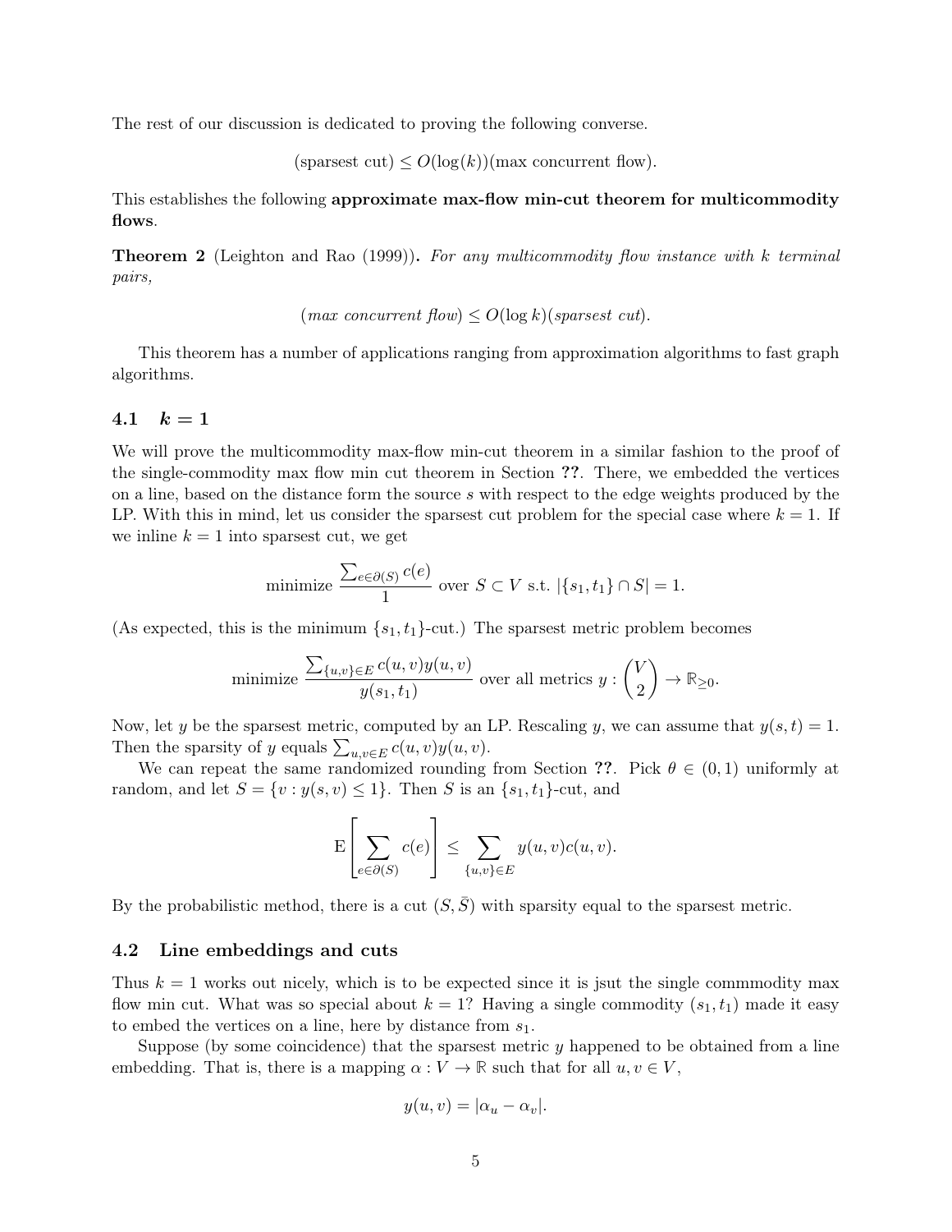The rest of our discussion is dedicated to proving the following converse.

$$\text{(sparsest cut)} \leq O(\log(k))\text{(max concurrent flow)}.$$

This establishes the following **approximate max-flow min-cut theorem for multicommodity flows**.

**Theorem 2** (Leighton and Rao (1999))**.** *For any multicommodity flow instance with $k$ terminal pairs,*

$$(\textit{max concurrent flow}) \leq O(\log k)(\textit{sparsest cut}).$$

This theorem has a number of applications ranging from approximation algorithms to fast graph algorithms.

### 4.1 $k = 1$

We will prove the multicommodity max-flow min-cut theorem in a similar fashion to the proof of the single-commodity max flow min cut theorem in Section **??**. There, we embedded the vertices on a line, based on the distance form the source $s$ with respect to the edge weights produced by the LP. With this in mind, let us consider the sparsest cut problem for the special case where $k = 1$. If we inline $k = 1$ into sparsest cut, we get

$$\text{minimize } \frac{\sum_{e \in \partial(S)} c(e)}{1} \text{ over } S \subset V \text{ s.t. } |\{s_1, t_1\} \cap S| = 1.$$

(As expected, this is the minimum $\{s_1, t_1\}$-cut.) The sparsest metric problem becomes

$$\text{minimize } \frac{\sum_{\{u,v\} \in E} c(u,v) y(u,v)}{y(s_1, t_1)} \text{ over all metrics } y : \binom{V}{2} \to \mathbb{R}_{\geq 0}.$$

Now, let $y$ be the sparsest metric, computed by an LP. Rescaling $y$, we can assume that $y(s,t) = 1$. Then the sparsity of $y$ equals $\sum_{u,v \in E} c(u,v) y(u,v)$.

We can repeat the same randomized rounding from Section **??**. Pick $\theta \in (0,1)$ uniformly at random, and let $S = \{v : y(s,v) \leq 1\}$. Then $S$ is an $\{s_1, t_1\}$-cut, and

$$\mathrm{E}\left[\sum_{e \in \partial(S)} c(e)\right] \leq \sum_{\{u,v\} \in E} y(u,v) c(u,v).$$

By the probabilistic method, there is a cut $(S, \bar{S})$ with sparsity equal to the sparsest metric.

### 4.2 Line embeddings and cuts

Thus $k = 1$ works out nicely, which is to be expected since it is jsut the single commmodity max flow min cut. What was so special about $k = 1$? Having a single commodity $(s_1, t_1)$ made it easy to embed the vertices on a line, here by distance from $s_1$.

Suppose (by some coincidence) that the sparsest metric $y$ happened to be obtained from a line embedding. That is, there is a mapping $\alpha : V \to \mathbb{R}$ such that for all $u, v \in V$,

$$y(u,v) = |\alpha_u - \alpha_v|.$$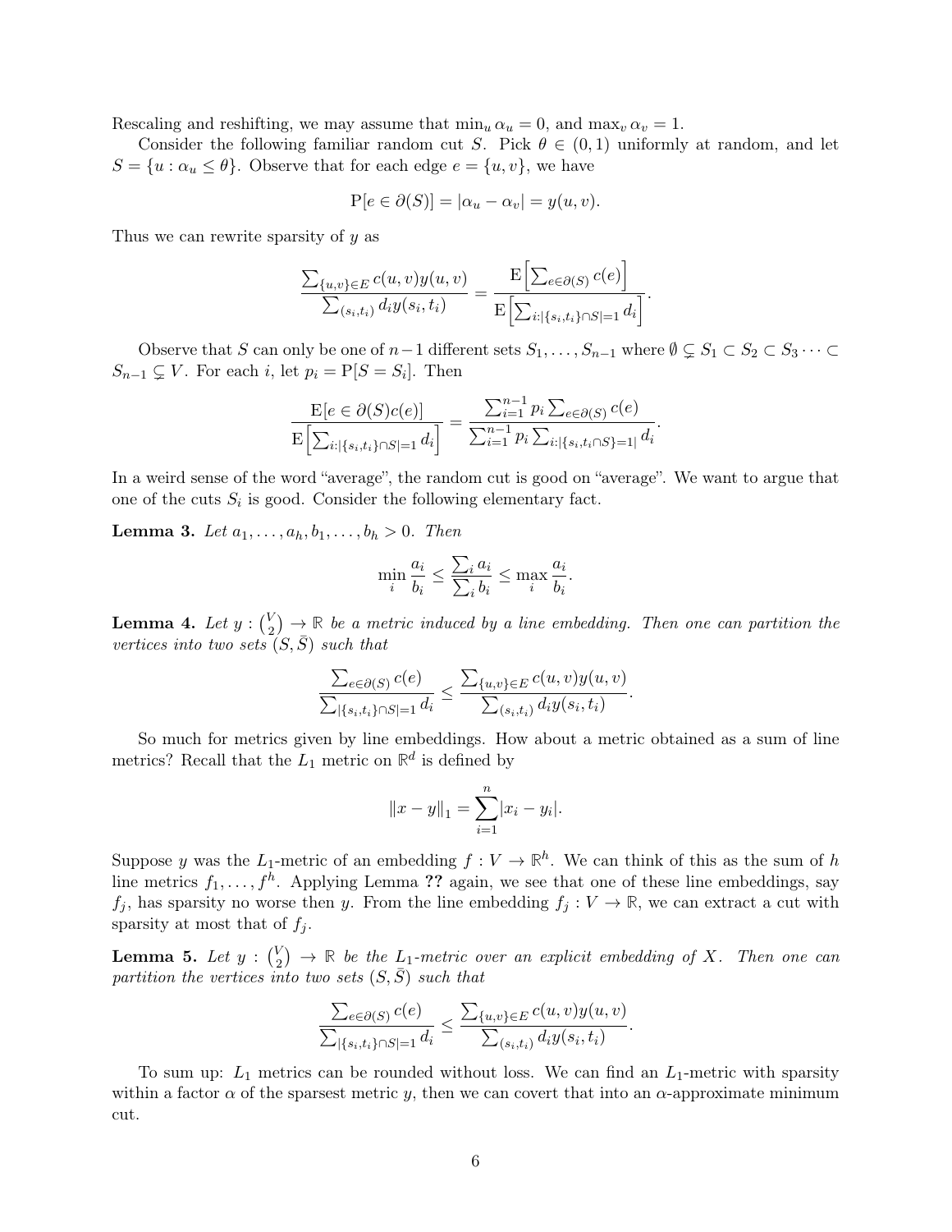Rescaling and reshifting, we may assume that $\min_u \alpha_u = 0$, and $\max_v \alpha_v = 1$.

Consider the following familiar random cut $S$. Pick $\theta \in (0, 1)$ uniformly at random, and let $S = \{u : \alpha_u \leq \theta\}$. Observe that for each edge $e = \{u, v\}$, we have

$$\mathrm{P}[e \in \partial(S)] = |\alpha_u - \alpha_v| = y(u, v).$$

Thus we can rewrite sparsity of $y$ as

$$\frac{\sum_{\{u,v\} \in E} c(u, v) y(u, v)}{\sum_{(s_i, t_i)} d_i y(s_i, t_i)} = \frac{\mathrm{E}\left[\sum_{e \in \partial(S)} c(e)\right]}{\mathrm{E}\left[\sum_{i : |\{s_i, t_i\} \cap S| = 1} d_i\right]}.$$

Observe that $S$ can only be one of $n-1$ different sets $S_1, \ldots, S_{n-1}$ where $\emptyset \subsetneq S_1 \subset S_2 \subset S_3 \cdots \subset S_{n-1} \subsetneq V$. For each $i$, let $p_i = \mathrm{P}[S = S_i]$. Then

$$\frac{\mathrm{E}[e \in \partial(S) c(e)]}{\mathrm{E}\left[\sum_{i : |\{s_i, t_i\} \cap S| = 1} d_i\right]} = \frac{\sum_{i=1}^{n-1} p_i \sum_{e \in \partial(S)} c(e)}{\sum_{i=1}^{n-1} p_i \sum_{i : |\{s_i, t_i \cap S\} = 1|} d_i}.$$

In a weird sense of the word "average", the random cut is good on "average". We want to argue that one of the cuts $S_i$ is good. Consider the following elementary fact.

**Lemma 3.** *Let $a_1, \ldots, a_h, b_1, \ldots, b_h > 0$. Then*

$$\min_i \frac{a_i}{b_i} \leq \frac{\sum_i a_i}{\sum_i b_i} \leq \max_i \frac{a_i}{b_i}.$$

**Lemma 4.** *Let $y : \binom{V}{2} \to \mathbb{R}$ be a metric induced by a line embedding. Then one can partition the vertices into two sets $(S, \bar{S})$ such that*

$$\frac{\sum_{e \in \partial(S)} c(e)}{\sum_{|\{s_i, t_i\} \cap S| = 1} d_i} \leq \frac{\sum_{\{u,v\} \in E} c(u, v) y(u, v)}{\sum_{(s_i, t_i)} d_i y(s_i, t_i)}.$$

So much for metrics given by line embeddings. How about a metric obtained as a sum of line metrics? Recall that the $L_1$ metric on $\mathbb{R}^d$ is defined by

$$\|x - y\|_1 = \sum_{i=1}^{n} |x_i - y_i|.$$

Suppose $y$ was the $L_1$-metric of an embedding $f : V \to \mathbb{R}^h$. We can think of this as the sum of $h$ line metrics $f_1, \ldots, f^h$. Applying Lemma ?? again, we see that one of these line embeddings, say $f_j$, has sparsity no worse then $y$. From the line embedding $f_j : V \to \mathbb{R}$, we can extract a cut with sparsity at most that of $f_j$.

**Lemma 5.** *Let $y : \binom{V}{2} \to \mathbb{R}$ be the $L_1$-metric over an explicit embedding of $X$. Then one can partition the vertices into two sets $(S, \bar{S})$ such that*

$$\frac{\sum_{e \in \partial(S)} c(e)}{\sum_{|\{s_i, t_i\} \cap S| = 1} d_i} \leq \frac{\sum_{\{u,v\} \in E} c(u, v) y(u, v)}{\sum_{(s_i, t_i)} d_i y(s_i, t_i)}.$$

To sum up: $L_1$ metrics can be rounded without loss. We can find an $L_1$-metric with sparsity within a factor $\alpha$ of the sparsest metric $y$, then we can covert that into an $\alpha$-approximate minimum cut.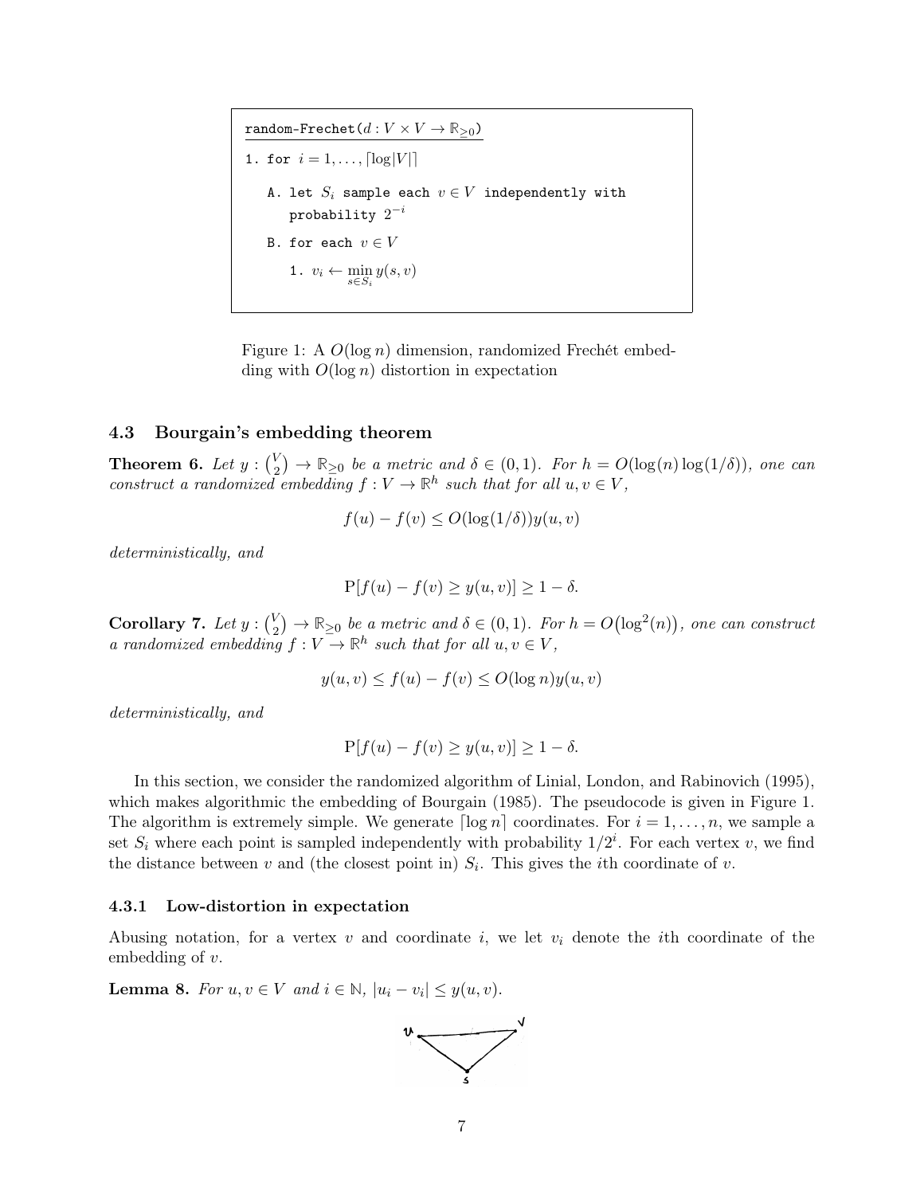```
random-Frechet(d : V × V → R≥0)

1. for i = 1, ..., ⌈log|V|⌉

   A. let S_i sample each v ∈ V independently with
      probability 2^{-i}

   B. for each v ∈ V

      1. v_i ← min_{s ∈ S_i} y(s, v)
```

Figure 1: A $O(\log n)$ dimension, randomized Frechét embedding with $O(\log n)$ distortion in expectation

### 4.3 Bourgain's embedding theorem

**Theorem 6.** *Let $y : \binom{V}{2} \to \mathbb{R}_{\geq 0}$ be a metric and $\delta \in (0,1)$. For $h = O(\log(n)\log(1/\delta))$, one can construct a randomized embedding $f : V \to \mathbb{R}^h$ such that for all $u, v \in V$,*

$$f(u) - f(v) \leq O(\log(1/\delta))y(u,v)$$

*deterministically, and*

$$\mathrm{P}[f(u) - f(v) \geq y(u,v)] \geq 1 - \delta.$$

**Corollary 7.** *Let $y : \binom{V}{2} \to \mathbb{R}_{\geq 0}$ be a metric and $\delta \in (0,1)$. For $h = O(\log^2(n))$, one can construct a randomized embedding $f : V \to \mathbb{R}^h$ such that for all $u, v \in V$,*

$$y(u,v) \leq f(u) - f(v) \leq O(\log n)y(u,v)$$

*deterministically, and*

$$\mathrm{P}[f(u) - f(v) \geq y(u,v)] \geq 1 - \delta.$$

In this section, we consider the randomized algorithm of Linial, London, and Rabinovich (1995), which makes algorithmic the embedding of Bourgain (1985). The pseudocode is given in Figure 1. The algorithm is extremely simple. We generate $\lceil \log n \rceil$ coordinates. For $i = 1, \ldots, n$, we sample a set $S_i$ where each point is sampled independently with probability $1/2^i$. For each vertex $v$, we find the distance between $v$ and (the closest point in) $S_i$. This gives the $i$th coordinate of $v$.

#### 4.3.1 Low-distortion in expectation

Abusing notation, for a vertex $v$ and coordinate $i$, we let $v_i$ denote the $i$th coordinate of the embedding of $v$.

**Lemma 8.** *For $u, v \in V$ and $i \in \mathbb{N}$, $|u_i - v_i| \leq y(u,v)$.*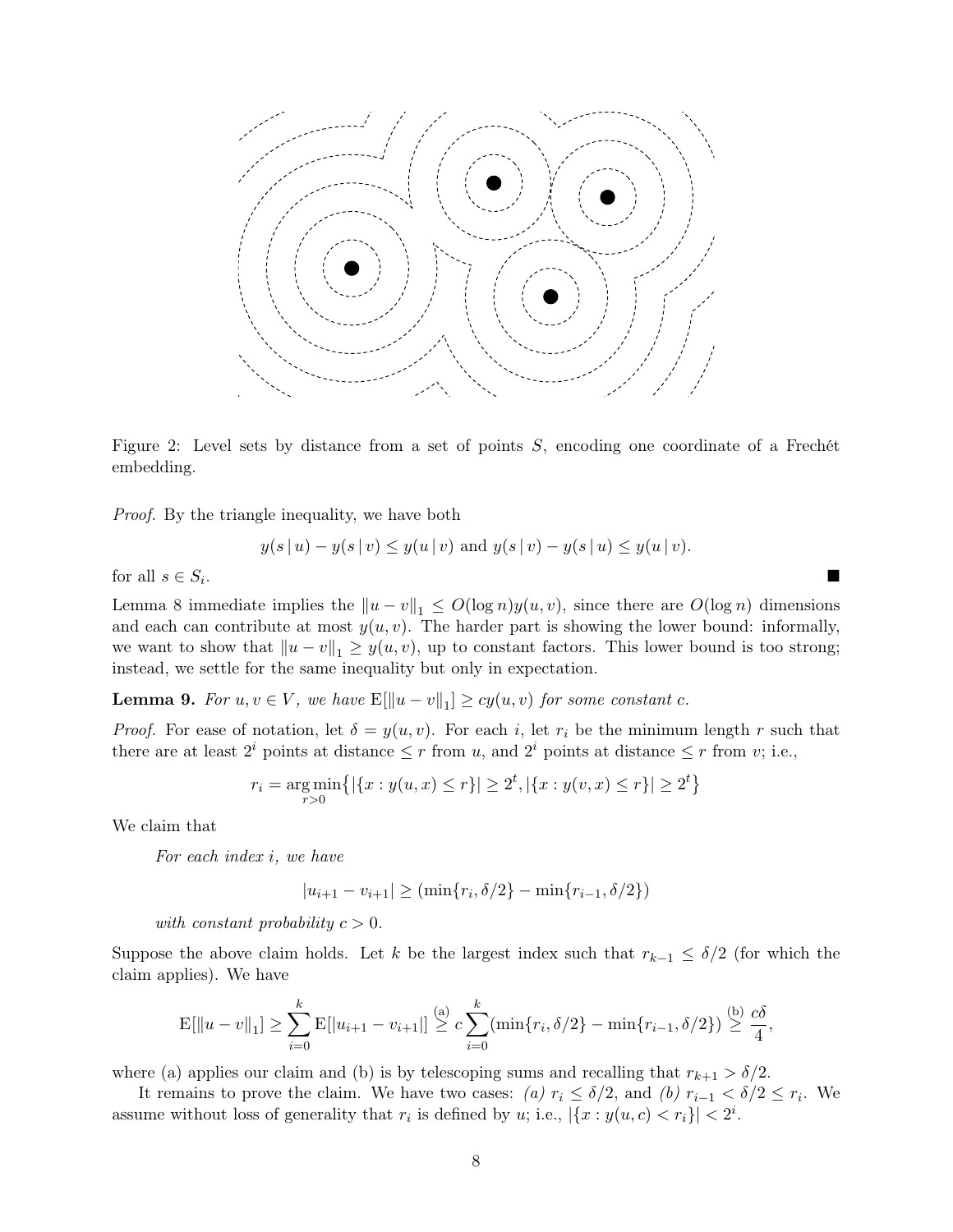Figure 2: Level sets by distance from a set of points $S$, encoding one coordinate of a Frechét embedding.

*Proof.* By the triangle inequality, we have both

$$y(s \mid u) - y(s \mid v) \leq y(u \mid v) \text{ and } y(s \mid v) - y(s \mid u) \leq y(u \mid v).$$

for all $s \in S_i$. ∎

Lemma 8 immediate implies the $\|u - v\|_1 \leq O(\log n) y(u, v)$, since there are $O(\log n)$ dimensions and each can contribute at most $y(u, v)$. The harder part is showing the lower bound: informally, we want to show that $\|u - v\|_1 \geq y(u, v)$, up to constant factors. This lower bound is too strong; instead, we settle for the same inequality but only in expectation.

**Lemma 9.** *For $u, v \in V$, we have $\mathrm{E}[\|u - v\|_1] \geq c y(u, v)$ for some constant $c$.*

*Proof.* For ease of notation, let $\delta = y(u, v)$. For each $i$, let $r_i$ be the minimum length $r$ such that there are at least $2^i$ points at distance $\leq r$ from $u$, and $2^i$ points at distance $\leq r$ from $v$; i.e.,

$$r_i = \underset{r>0}{\arg\min} \{ |\{x : y(u, x) \leq r\}| \geq 2^t, |\{x : y(v, x) \leq r\}| \geq 2^t \}$$

We claim that

> *For each index $i$, we have*
>
> $$|u_{i+1} - v_{i+1}| \geq (\min\{r_i, \delta/2\} - \min\{r_{i-1}, \delta/2\})$$
>
> *with constant probability $c > 0$.*

Suppose the above claim holds. Let $k$ be the largest index such that $r_{k-1} \leq \delta/2$ (for which the claim applies). We have

$$\mathrm{E}[\|u - v\|_1] \geq \sum_{i=0}^{k} \mathrm{E}[|u_{i+1} - v_{i+1}|] \overset{\text{(a)}}{\geq} c \sum_{i=0}^{k} (\min\{r_i, \delta/2\} - \min\{r_{i-1}, \delta/2\}) \overset{\text{(b)}}{\geq} \frac{c\delta}{4},$$

where (a) applies our claim and (b) is by telescoping sums and recalling that $r_{k+1} > \delta/2$.

It remains to prove the claim. We have two cases: *(a)* $r_i \leq \delta/2$, and *(b)* $r_{i-1} < \delta/2 \leq r_i$. We assume without loss of generality that $r_i$ is defined by $u$; i.e., $|\{x : y(u, c) < r_i\}| < 2^i$.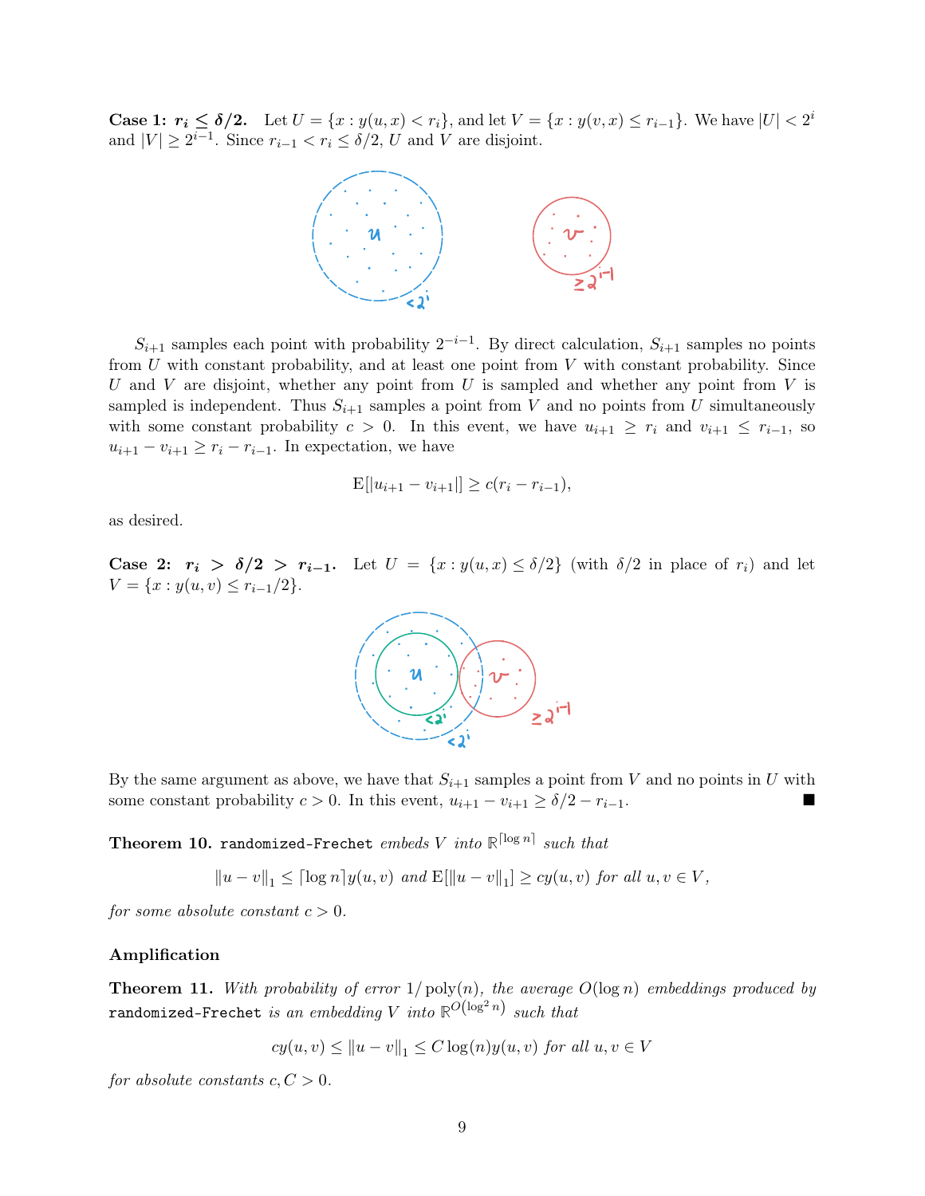**Case 1: $r_i \leq \delta/2$.** Let $U = \{x : y(u,x) < r_i\}$, and let $V = \{x : y(v,x) \leq r_{i-1}\}$. We have $|U| < 2^i$ and $|V| \geq 2^{i-1}$. Since $r_{i-1} < r_i \leq \delta/2$, $U$ and $V$ are disjoint.

$S_{i+1}$ samples each point with probability $2^{-i-1}$. By direct calculation, $S_{i+1}$ samples no points from $U$ with constant probability, and at least one point from $V$ with constant probability. Since $U$ and $V$ are disjoint, whether any point from $U$ is sampled and whether any point from $V$ is sampled is independent. Thus $S_{i+1}$ samples a point from $V$ and no points from $U$ simultaneously with some constant probability $c > 0$. In this event, we have $u_{i+1} \geq r_i$ and $v_{i+1} \leq r_{i-1}$, so $u_{i+1} - v_{i+1} \geq r_i - r_{i-1}$. In expectation, we have

$$\mathrm{E}[|u_{i+1} - v_{i+1}|] \geq c(r_i - r_{i-1}),$$

as desired.

**Case 2: $r_i > \delta/2 > r_{i-1}$.** Let $U = \{x : y(u,x) \leq \delta/2\}$ (with $\delta/2$ in place of $r_i$) and let $V = \{x : y(u,v) \leq r_{i-1}/2\}$.

By the same argument as above, we have that $S_{i+1}$ samples a point from $V$ and no points in $U$ with some constant probability $c > 0$. In this event, $u_{i+1} - v_{i+1} \geq \delta/2 - r_{i-1}$. ■

**Theorem 10.** `randomized-Frechet` *embeds $V$ into $\mathbb{R}^{\lceil \log n \rceil}$ such that*

$$\|u - v\|_1 \leq \lceil \log n \rceil y(u,v) \text{ and } \mathrm{E}[\|u - v\|_1] \geq c y(u,v) \text{ for all } u, v \in V,$$

*for some absolute constant $c > 0$.*

### Amplification

**Theorem 11.** *With probability of error $1/\operatorname{poly}(n)$, the average $O(\log n)$ embeddings produced by* `randomized-Frechet` *is an embedding $V$ into $\mathbb{R}^{O(\log^2 n)}$ such that*

$$c y(u,v) \leq \|u - v\|_1 \leq C \log(n) y(u,v) \text{ for all } u, v \in V$$

*for absolute constants $c, C > 0$.*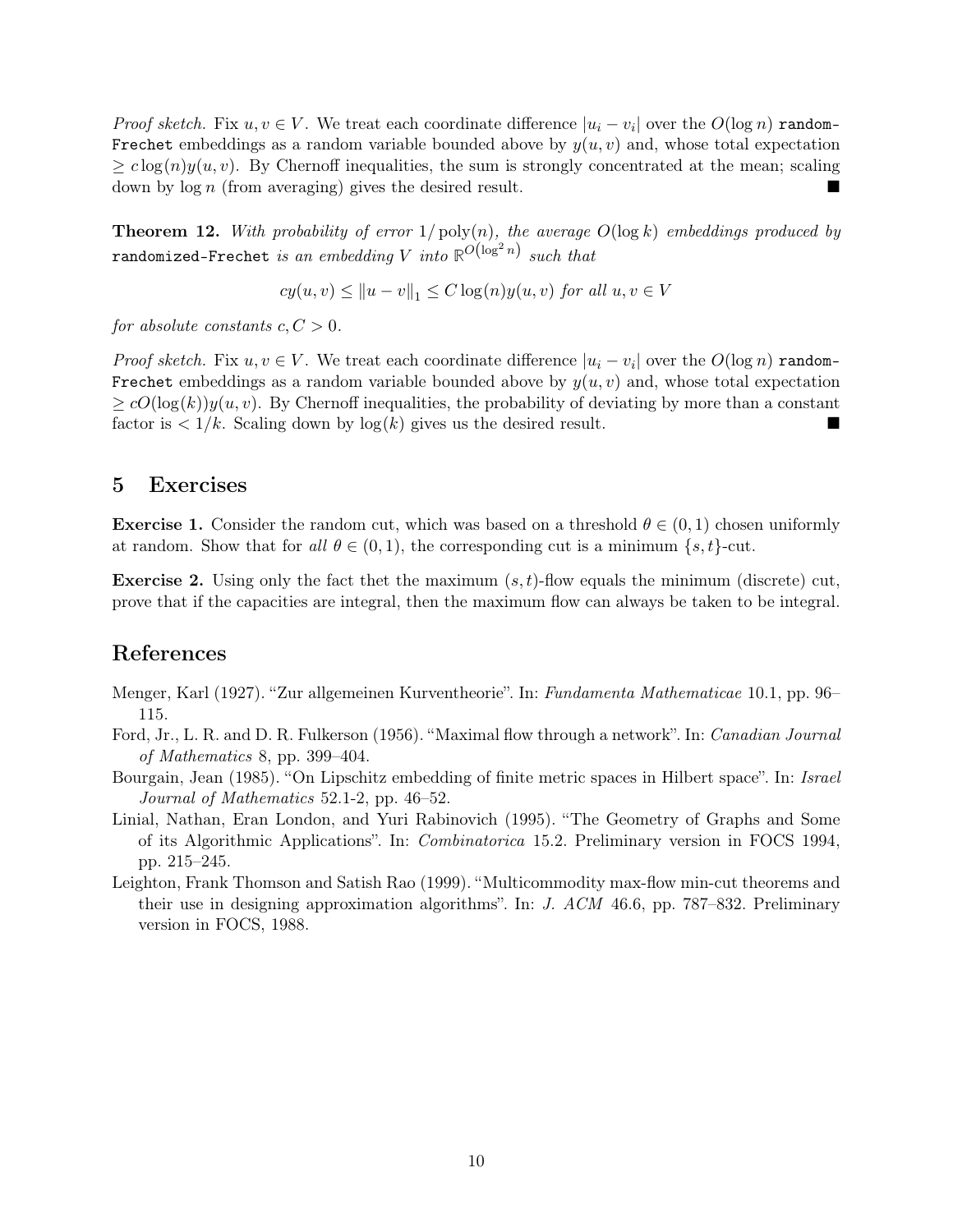*Proof sketch.* Fix $u, v \in V$. We treat each coordinate difference $|u_i - v_i|$ over the $O(\log n)$ `random-Frechet` embeddings as a random variable bounded above by $y(u, v)$ and, whose total expectation $\geq c \log(n) y(u, v)$. By Chernoff inequalities, the sum is strongly concentrated at the mean; scaling down by $\log n$ (from averaging) gives the desired result. ∎

**Theorem 12.** *With probability of error $1/\operatorname{poly}(n)$, the average $O(\log k)$ embeddings produced by* `randomized-Frechet` *is an embedding $V$ into $\mathbb{R}^{O(\log^2 n)}$ such that*

$$cy(u, v) \leq \|u - v\|_1 \leq C \log(n) y(u, v) \text{ for all } u, v \in V$$

*for absolute constants $c, C > 0$.*

*Proof sketch.* Fix $u, v \in V$. We treat each coordinate difference $|u_i - v_i|$ over the $O(\log n)$ `random-Frechet` embeddings as a random variable bounded above by $y(u, v)$ and, whose total expectation $\geq cO(\log(k)) y(u, v)$. By Chernoff inequalities, the probability of deviating by more than a constant factor is $< 1/k$. Scaling down by $\log(k)$ gives us the desired result. ∎

## 5 Exercises

**Exercise 1.** Consider the random cut, which was based on a threshold $\theta \in (0, 1)$ chosen uniformly at random. Show that for *all* $\theta \in (0, 1)$, the corresponding cut is a minimum $\{s, t\}$-cut.

**Exercise 2.** Using only the fact thet the maximum $(s, t)$-flow equals the minimum (discrete) cut, prove that if the capacities are integral, then the maximum flow can always be taken to be integral.

## References

Menger, Karl (1927). "Zur allgemeinen Kurventheorie". In: *Fundamenta Mathematicae* 10.1, pp. 96–115.

Ford, Jr., L. R. and D. R. Fulkerson (1956). "Maximal flow through a network". In: *Canadian Journal of Mathematics* 8, pp. 399–404.

Bourgain, Jean (1985). "On Lipschitz embedding of finite metric spaces in Hilbert space". In: *Israel Journal of Mathematics* 52.1-2, pp. 46–52.

Linial, Nathan, Eran London, and Yuri Rabinovich (1995). "The Geometry of Graphs and Some of its Algorithmic Applications". In: *Combinatorica* 15.2. Preliminary version in FOCS 1994, pp. 215–245.

Leighton, Frank Thomson and Satish Rao (1999). "Multicommodity max-flow min-cut theorems and their use in designing approximation algorithms". In: *J. ACM* 46.6, pp. 787–832. Preliminary version in FOCS, 1988.